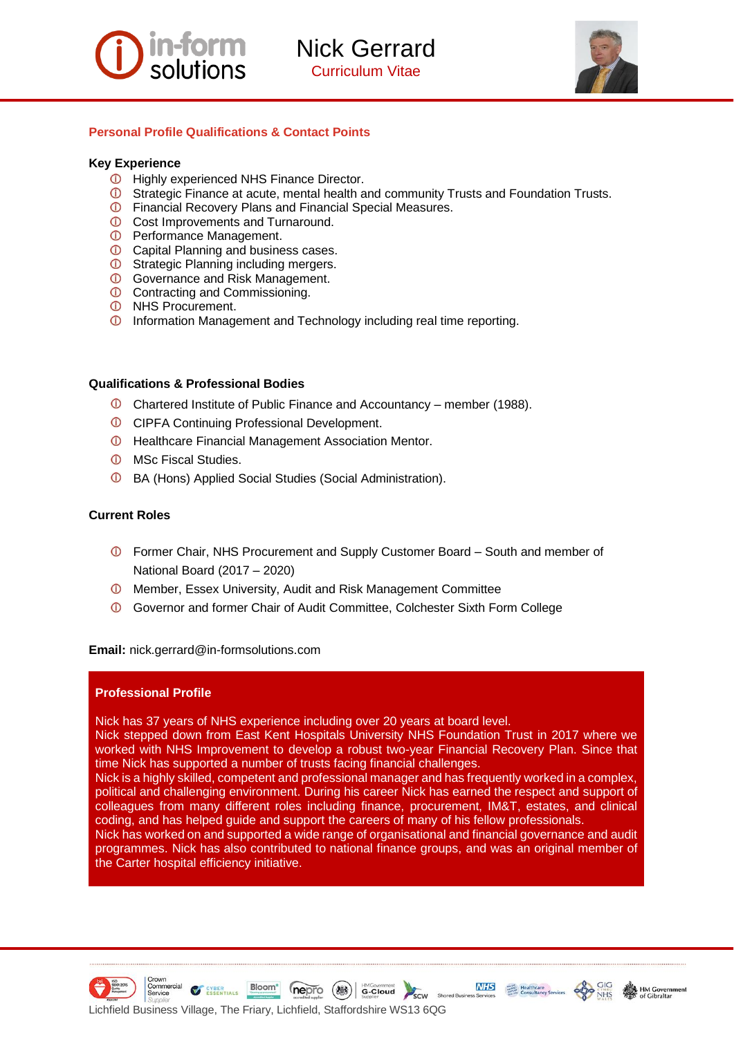# Nick Gerrard

Curriculum Vitae

## Personal Profile Qualifications & Contact Points

### Key Experience

- Highly experienced NHS Finance Director.
- Strategic Finance at acute, mental health and community Trusts and Foundation Trusts.
- Financial Recovery Plans and Financial Special Measures.
- Cost Improvements and Turnaround.
- Performance Management.
- Capital Planning and business cases.
- Strategic Planning including mergers.
- Governance and Risk Management.
- Contracting and Commissioning.
- NHS Procurement.
- Information Management and Technology including real time reporting.

### Qualifications & Professional Bodies

- Chartered Institute of Public Finance and Accountancy – member (1988).
- CIPFA Continuing Professional Development.
- Healthcare Financial Management Association Mentor.
- MSc Fiscal Studies.
- BA (Hons) Applied Social Studies (Social Administration).

### Current Roles

- Former Chair, NHS Procurement and Supply Customer Board – South and member of National Board (2017 – 2020)
- Member, Essex University, Audit and Risk Management Committee
- Governor and former Chair of Audit Committee, Colchester Sixth Form College

**Email:** nick.gerrard@in-formsolutions.com

### Professional Profile

Nick has 37 years of NHS experience including over 20 years at board level.
Nick stepped down from East Kent Hospitals University NHS Foundation Trust in 2017 where we worked with NHS Improvement to develop a robust two-year Financial Recovery Plan. Since that time Nick has supported a number of trusts facing financial challenges.
Nick is a highly skilled, competent and professional manager and has frequently worked in a complex, political and challenging environment. During his career Nick has earned the respect and support of colleagues from many different roles including finance, procurement, IM&T, estates, and clinical coding, and has helped guide and support the careers of many of his fellow professionals.
Nick has worked on and supported a wide range of organisational and financial governance and audit programmes. Nick has also contributed to national finance groups, and was an original member of the Carter hospital efficiency initiative.

Lichfield Business Village, The Friary, Lichfield, Staffordshire WS13 6QG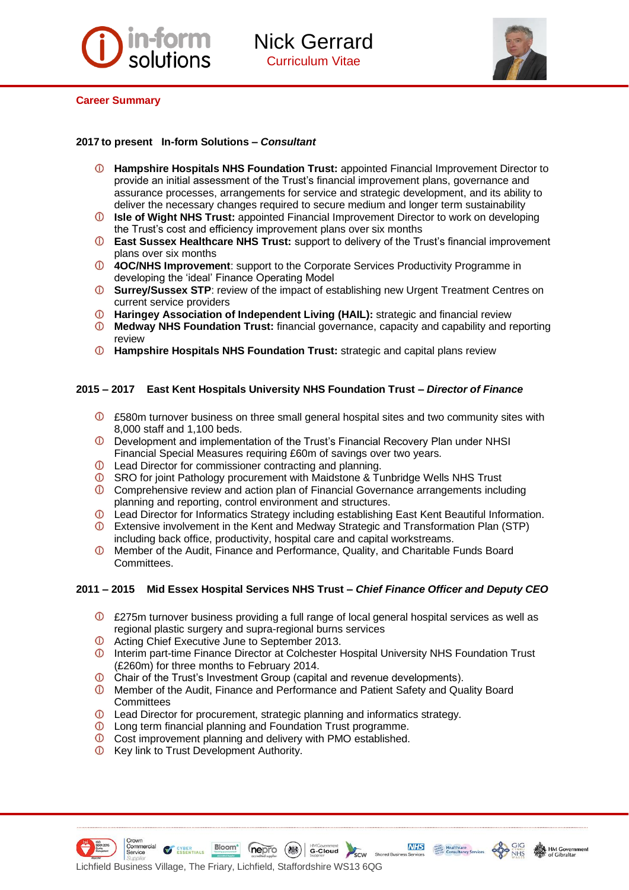# Nick Gerrard

Curriculum Vitae

## Career Summary

### 2017 to present   In-form Solutions – *Consultant*

- **Hampshire Hospitals NHS Foundation Trust:** appointed Financial Improvement Director to provide an initial assessment of the Trust's financial improvement plans, governance and assurance processes, arrangements for service and strategic development, and its ability to deliver the necessary changes required to secure medium and longer term sustainability
- **Isle of Wight NHS Trust:** appointed Financial Improvement Director to work on developing the Trust's cost and efficiency improvement plans over six months
- **East Sussex Healthcare NHS Trust:** support to delivery of the Trust's financial improvement plans over six months
- **4OC/NHS Improvement**: support to the Corporate Services Productivity Programme in developing the 'ideal' Finance Operating Model
- **Surrey/Sussex STP**: review of the impact of establishing new Urgent Treatment Centres on current service providers
- **Haringey Association of Independent Living (HAIL):** strategic and financial review
- **Medway NHS Foundation Trust:** financial governance, capacity and capability and reporting review
- **Hampshire Hospitals NHS Foundation Trust:** strategic and capital plans review

### 2015 – 2017   East Kent Hospitals University NHS Foundation Trust – *Director of Finance*

- £580m turnover business on three small general hospital sites and two community sites with 8,000 staff and 1,100 beds.
- Development and implementation of the Trust's Financial Recovery Plan under NHSI Financial Special Measures requiring £60m of savings over two years.
- Lead Director for commissioner contracting and planning.
- SRO for joint Pathology procurement with Maidstone & Tunbridge Wells NHS Trust
- Comprehensive review and action plan of Financial Governance arrangements including planning and reporting, control environment and structures.
- Lead Director for Informatics Strategy including establishing East Kent Beautiful Information.
- Extensive involvement in the Kent and Medway Strategic and Transformation Plan (STP) including back office, productivity, hospital care and capital workstreams.
- Member of the Audit, Finance and Performance, Quality, and Charitable Funds Board Committees.

### 2011 – 2015   Mid Essex Hospital Services NHS Trust – *Chief Finance Officer and Deputy CEO*

- £275m turnover business providing a full range of local general hospital services as well as regional plastic surgery and supra-regional burns services
- Acting Chief Executive June to September 2013.
- Interim part-time Finance Director at Colchester Hospital University NHS Foundation Trust (£260m) for three months to February 2014.
- Chair of the Trust's Investment Group (capital and revenue developments).
- Member of the Audit, Finance and Performance and Patient Safety and Quality Board Committees
- Lead Director for procurement, strategic planning and informatics strategy.
- Long term financial planning and Foundation Trust programme.
- Cost improvement planning and delivery with PMO established.
- Key link to Trust Development Authority.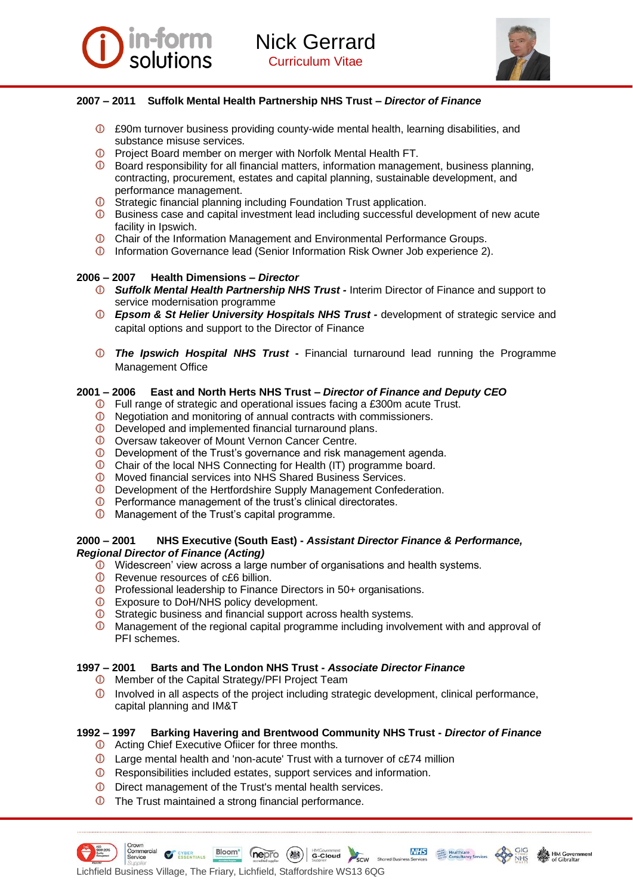**2007 – 2011 Suffolk Mental Health Partnership NHS Trust – *Director of Finance***

- £90m turnover business providing county-wide mental health, learning disabilities, and substance misuse services.
- Project Board member on merger with Norfolk Mental Health FT.
- Board responsibility for all financial matters, information management, business planning, contracting, procurement, estates and capital planning, sustainable development, and performance management.
- Strategic financial planning including Foundation Trust application.
- Business case and capital investment lead including successful development of new acute facility in Ipswich.
- Chair of the Information Management and Environmental Performance Groups.
- Information Governance lead (Senior Information Risk Owner Job experience 2).

**2006 – 2007 Health Dimensions – *Director***

- ***Suffolk Mental Health Partnership NHS Trust -*** Interim Director of Finance and support to service modernisation programme
- ***Epsom & St Helier University Hospitals NHS Trust -*** development of strategic service and capital options and support to the Director of Finance
- ***The Ipswich Hospital NHS Trust -*** Financial turnaround lead running the Programme Management Office

**2001 – 2006 East and North Herts NHS Trust – *Director of Finance and Deputy CEO***

- Full range of strategic and operational issues facing a £300m acute Trust.
- Negotiation and monitoring of annual contracts with commissioners.
- Developed and implemented financial turnaround plans.
- Oversaw takeover of Mount Vernon Cancer Centre.
- Development of the Trust's governance and risk management agenda.
- Chair of the local NHS Connecting for Health (IT) programme board.
- Moved financial services into NHS Shared Business Services.
- Development of the Hertfordshire Supply Management Confederation.
- Performance management of the trust's clinical directorates.
- Management of the Trust's capital programme.

**2000 – 2001 NHS Executive (South East) - *Assistant Director Finance & Performance, Regional Director of Finance (Acting)***

- Widescreen' view across a large number of organisations and health systems.
- Revenue resources of c£6 billion.
- Professional leadership to Finance Directors in 50+ organisations.
- Exposure to DoH/NHS policy development.
- Strategic business and financial support across health systems.
- Management of the regional capital programme including involvement with and approval of PFI schemes.

**1997 – 2001 Barts and The London NHS Trust - *Associate Director Finance***

- Member of the Capital Strategy/PFI Project Team
- Involved in all aspects of the project including strategic development, clinical performance, capital planning and IM&T

**1992 – 1997 Barking Havering and Brentwood Community NHS Trust - *Director of Finance***

- Acting Chief Executive Ofiicer for three months.
- Large mental health and 'non-acute' Trust with a turnover of c£74 million
- Responsibilities included estates, support services and information.
- Direct management of the Trust's mental health services.
- The Trust maintained a strong financial performance.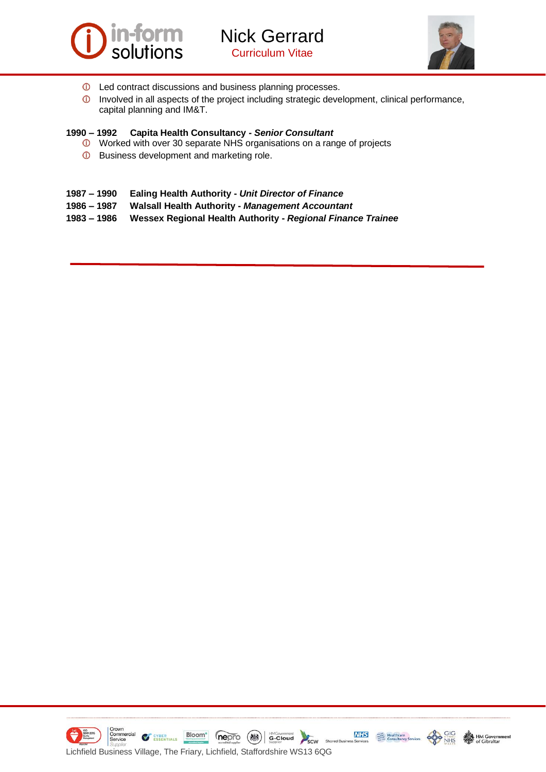- Led contract discussions and business planning processes.
- Involved in all aspects of the project including strategic development, clinical performance, capital planning and IM&T.

**1990 – 1992 Capita Health Consultancy - *Senior Consultant***

- Worked with over 30 separate NHS organisations on a range of projects
- Business development and marketing role.

**1987 – 1990 Ealing Health Authority - *Unit Director of Finance***

**1986 – 1987 Walsall Health Authority - *Management Accountant***

**1983 – 1986 Wessex Regional Health Authority - *Regional Finance Trainee***